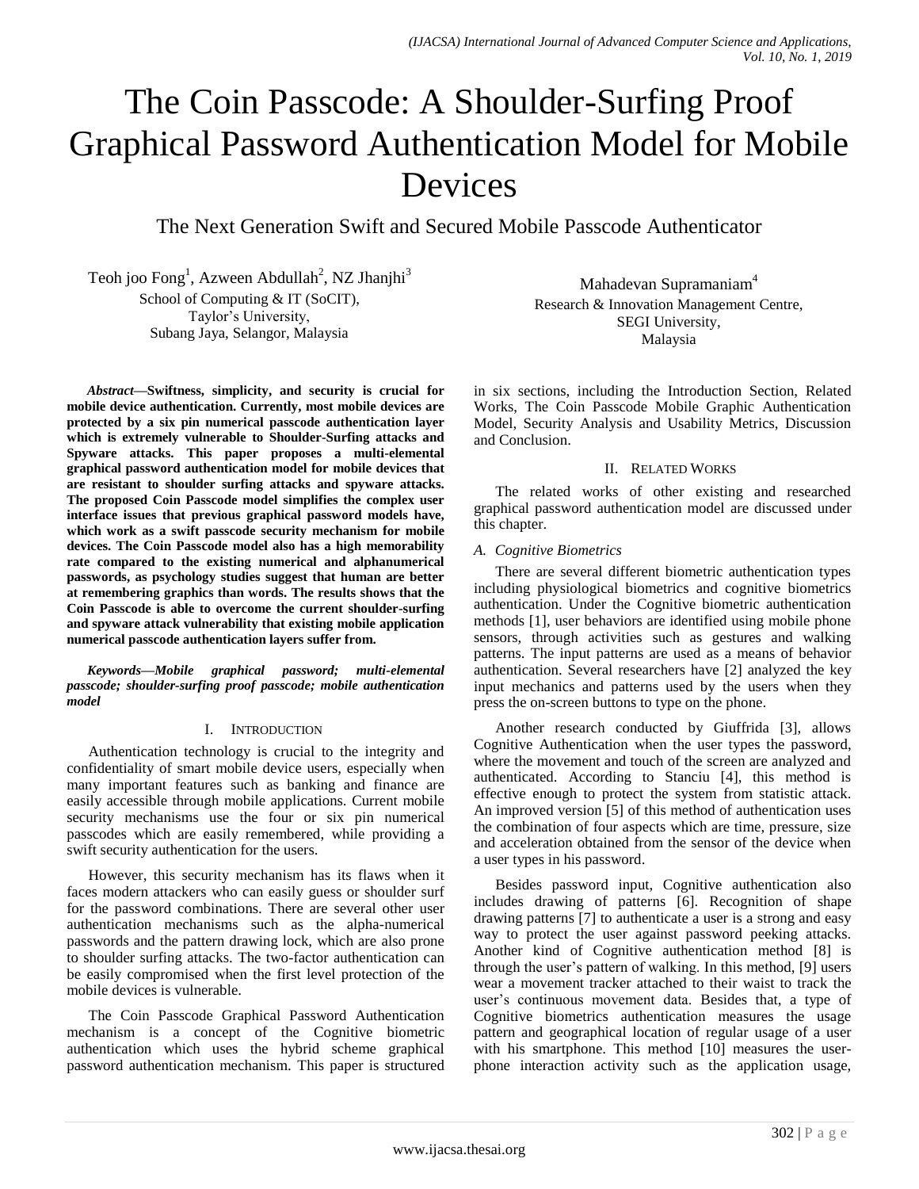# The Coin Passcode: A Shoulder-Surfing Proof Graphical Password Authentication Model for Mobile Devices

## The Next Generation Swift and Secured Mobile Passcode Authenticator

Teoh joo Fong[1], Azween Abdullah[2], NZ Jhanjhi[3]
School of Computing & IT (SoCIT),
Taylor's University,
Subang Jaya, Selangor, Malaysia

Mahadevan Supramaniam[4]
Research & Innovation Management Centre,
SEGI University,
Malaysia

***Abstract*—Swiftness, simplicity, and security is crucial for mobile device authentication. Currently, most mobile devices are protected by a six pin numerical passcode authentication layer which is extremely vulnerable to Shoulder-Surfing attacks and Spyware attacks. This paper proposes a multi-elemental graphical password authentication model for mobile devices that are resistant to shoulder surfing attacks and spyware attacks. The proposed Coin Passcode model simplifies the complex user interface issues that previous graphical password models have, which work as a swift passcode security mechanism for mobile devices. The Coin Passcode model also has a high memorability rate compared to the existing numerical and alphanumerical passwords, as psychology studies suggest that human are better at remembering graphics than words. The results shows that the Coin Passcode is able to overcome the current shoulder-surfing and spyware attack vulnerability that existing mobile application numerical passcode authentication layers suffer from.**

***Keywords*—*Mobile graphical password; multi-elemental passcode; shoulder-surfing proof passcode; mobile authentication model***

## I. Introduction

Authentication technology is crucial to the integrity and confidentiality of smart mobile device users, especially when many important features such as banking and finance are easily accessible through mobile applications. Current mobile security mechanisms use the four or six pin numerical passcodes which are easily remembered, while providing a swift security authentication for the users.

However, this security mechanism has its flaws when it faces modern attackers who can easily guess or shoulder surf for the password combinations. There are several other user authentication mechanisms such as the alpha-numerical passwords and the pattern drawing lock, which are also prone to shoulder surfing attacks. The two-factor authentication can be easily compromised when the first level protection of the mobile devices is vulnerable.

The Coin Passcode Graphical Password Authentication mechanism is a concept of the Cognitive biometric authentication which uses the hybrid scheme graphical password authentication mechanism. This paper is structured in six sections, including the Introduction Section, Related Works, The Coin Passcode Mobile Graphic Authentication Model, Security Analysis and Usability Metrics, Discussion and Conclusion.

## II. Related Works

The related works of other existing and researched graphical password authentication model are discussed under this chapter.

### *A. Cognitive Biometrics*

There are several different biometric authentication types including physiological biometrics and cognitive biometrics authentication. Under the Cognitive biometric authentication methods [1], user behaviors are identified using mobile phone sensors, through activities such as gestures and walking patterns. The input patterns are used as a means of behavior authentication. Several researchers have [2] analyzed the key input mechanics and patterns used by the users when they press the on-screen buttons to type on the phone.

Another research conducted by Giuffrida [3], allows Cognitive Authentication when the user types the password, where the movement and touch of the screen are analyzed and authenticated. According to Stanciu [4], this method is effective enough to protect the system from statistic attack. An improved version [5] of this method of authentication uses the combination of four aspects which are time, pressure, size and acceleration obtained from the sensor of the device when a user types in his password.

Besides password input, Cognitive authentication also includes drawing of patterns [6]. Recognition of shape drawing patterns [7] to authenticate a user is a strong and easy way to protect the user against password peeking attacks. Another kind of Cognitive authentication method [8] is through the user's pattern of walking. In this method, [9] users wear a movement tracker attached to their waist to track the user's continuous movement data. Besides that, a type of Cognitive biometrics authentication measures the usage pattern and geographical location of regular usage of a user with his smartphone. This method [10] measures the user-phone interaction activity such as the application usage,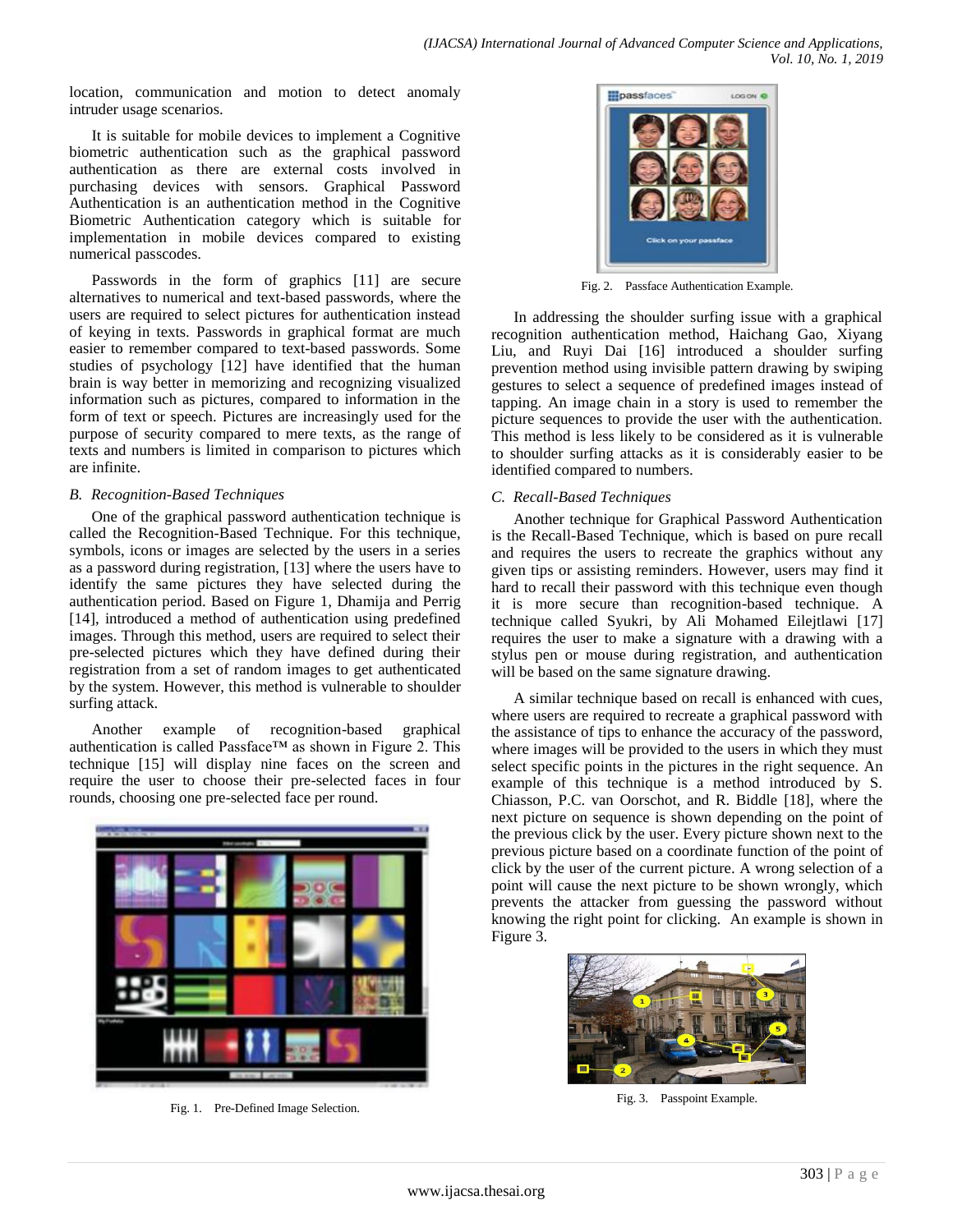location, communication and motion to detect anomaly intruder usage scenarios.

It is suitable for mobile devices to implement a Cognitive biometric authentication such as the graphical password authentication as there are external costs involved in purchasing devices with sensors. Graphical Password Authentication is an authentication method in the Cognitive Biometric Authentication category which is suitable for implementation in mobile devices compared to existing numerical passcodes.

Passwords in the form of graphics [11] are secure alternatives to numerical and text-based passwords, where the users are required to select pictures for authentication instead of keying in texts. Passwords in graphical format are much easier to remember compared to text-based passwords. Some studies of psychology [12] have identified that the human brain is way better in memorizing and recognizing visualized information such as pictures, compared to information in the form of text or speech. Pictures are increasingly used for the purpose of security compared to mere texts, as the range of texts and numbers is limited in comparison to pictures which are infinite.

### *B. Recognition-Based Techniques*

One of the graphical password authentication technique is called the Recognition-Based Technique. For this technique, symbols, icons or images are selected by the users in a series as a password during registration, [13] where the users have to identify the same pictures they have selected during the authentication period. Based on Figure 1, Dhamija and Perrig [14], introduced a method of authentication using predefined images. Through this method, users are required to select their pre-selected pictures which they have defined during their registration from a set of random images to get authenticated by the system. However, this method is vulnerable to shoulder surfing attack.

Another example of recognition-based graphical authentication is called Passface™ as shown in Figure 2. This technique [15] will display nine faces on the screen and require the user to choose their pre-selected faces in four rounds, choosing one pre-selected face per round.

Fig. 1. Pre-Defined Image Selection.

Fig. 2. Passface Authentication Example.

In addressing the shoulder surfing issue with a graphical recognition authentication method, Haichang Gao, Xiyang Liu, and Ruyi Dai [16] introduced a shoulder surfing prevention method using invisible pattern drawing by swiping gestures to select a sequence of predefined images instead of tapping. An image chain in a story is used to remember the picture sequences to provide the user with the authentication. This method is less likely to be considered as it is vulnerable to shoulder surfing attacks as it is considerably easier to be identified compared to numbers.

### *C. Recall-Based Techniques*

Another technique for Graphical Password Authentication is the Recall-Based Technique, which is based on pure recall and requires the users to recreate the graphics without any given tips or assisting reminders. However, users may find it hard to recall their password with this technique even though it is more secure than recognition-based technique. A technique called Syukri, by Ali Mohamed Eilejtlawi [17] requires the user to make a signature with a drawing with a stylus pen or mouse during registration, and authentication will be based on the same signature drawing.

A similar technique based on recall is enhanced with cues, where users are required to recreate a graphical password with the assistance of tips to enhance the accuracy of the password, where images will be provided to the users in which they must select specific points in the pictures in the right sequence. An example of this technique is a method introduced by S. Chiasson, P.C. van Oorschot, and R. Biddle [18], where the next picture on sequence is shown depending on the point of the previous click by the user. Every picture shown next to the previous picture based on a coordinate function of the point of click by the user of the current picture. A wrong selection of a point will cause the next picture to be shown wrongly, which prevents the attacker from guessing the password without knowing the right point for clicking. An example is shown in Figure 3.

Fig. 3. Passpoint Example.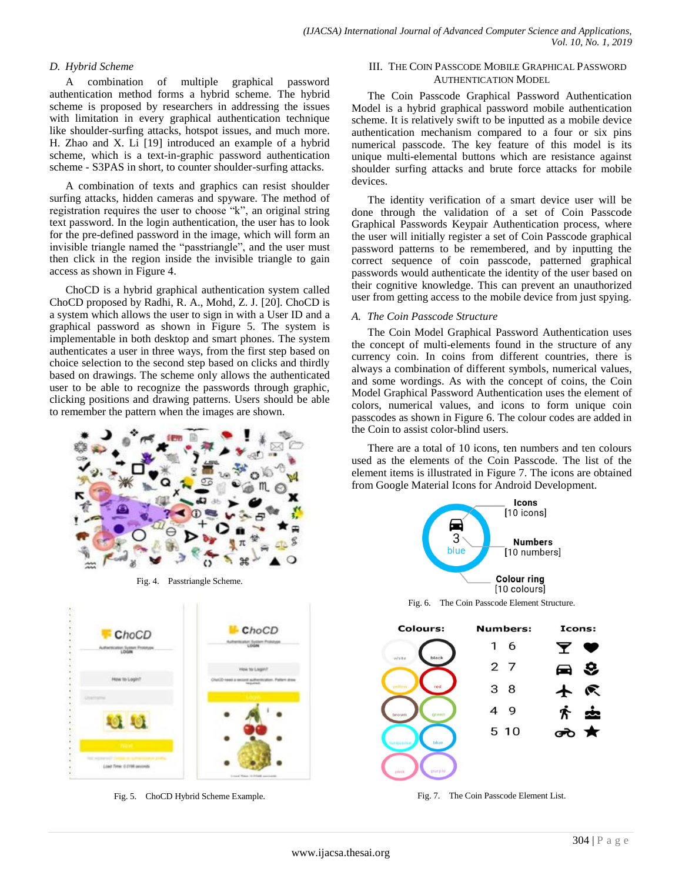### D. Hybrid Scheme

A combination of multiple graphical password authentication method forms a hybrid scheme. The hybrid scheme is proposed by researchers in addressing the issues with limitation in every graphical authentication technique like shoulder-surfing attacks, hotspot issues, and much more. H. Zhao and X. Li [19] introduced an example of a hybrid scheme, which is a text-in-graphic password authentication scheme - S3PAS in short, to counter shoulder-surfing attacks.

A combination of texts and graphics can resist shoulder surfing attacks, hidden cameras and spyware. The method of registration requires the user to choose "k", an original string text password. In the login authentication, the user has to look for the pre-defined password in the image, which will form an invisible triangle named the "passtriangle", and the user must then click in the region inside the invisible triangle to gain access as shown in Figure 4.

ChoCD is a hybrid graphical authentication system called ChoCD proposed by Radhi, R. A., Mohd, Z. J. [20]. ChoCD is a system which allows the user to sign in with a User ID and a graphical password as shown in Figure 5. The system is implementable in both desktop and smart phones. The system authenticates a user in three ways, from the first step based on choice selection to the second step based on clicks and thirdly based on drawings. The scheme only allows the authenticated user to be able to recognize the passwords through graphic, clicking positions and drawing patterns. Users should be able to remember the pattern when the images are shown.

Fig. 4. Passtriangle Scheme.

Fig. 5. ChoCD Hybrid Scheme Example.

## III. The Coin Passcode Mobile Graphical Password Authentication Model

The Coin Passcode Graphical Password Authentication Model is a hybrid graphical password mobile authentication scheme. It is relatively swift to be inputted as a mobile device authentication mechanism compared to a four or six pins numerical passcode. The key feature of this model is its unique multi-elemental buttons which are resistance against shoulder surfing attacks and brute force attacks for mobile devices.

The identity verification of a smart device user will be done through the validation of a set of Coin Passcode Graphical Passwords Keypair Authentication process, where the user will initially register a set of Coin Passcode graphical password patterns to be remembered, and by inputting the correct sequence of coin passcode, patterned graphical passwords would authenticate the identity of the user based on their cognitive knowledge. This can prevent an unauthorized user from getting access to the mobile device from just spying.

### A. The Coin Passcode Structure

The Coin Model Graphical Password Authentication uses the concept of multi-elements found in the structure of any currency coin. In coins from different countries, there is always a combination of different symbols, numerical values, and some wordings. As with the concept of coins, the Coin Model Graphical Password Authentication uses the element of colors, numerical values, and icons to form unique coin passcodes as shown in Figure 6. The colour codes are added in the Coin to assist color-blind users.

There are a total of 10 icons, ten numbers and ten colours used as the elements of the Coin Passcode. The list of the element items is illustrated in Figure 7. The icons are obtained from Google Material Icons for Android Development.

Fig. 6. The Coin Passcode Element Structure.

Fig. 7. The Coin Passcode Element List.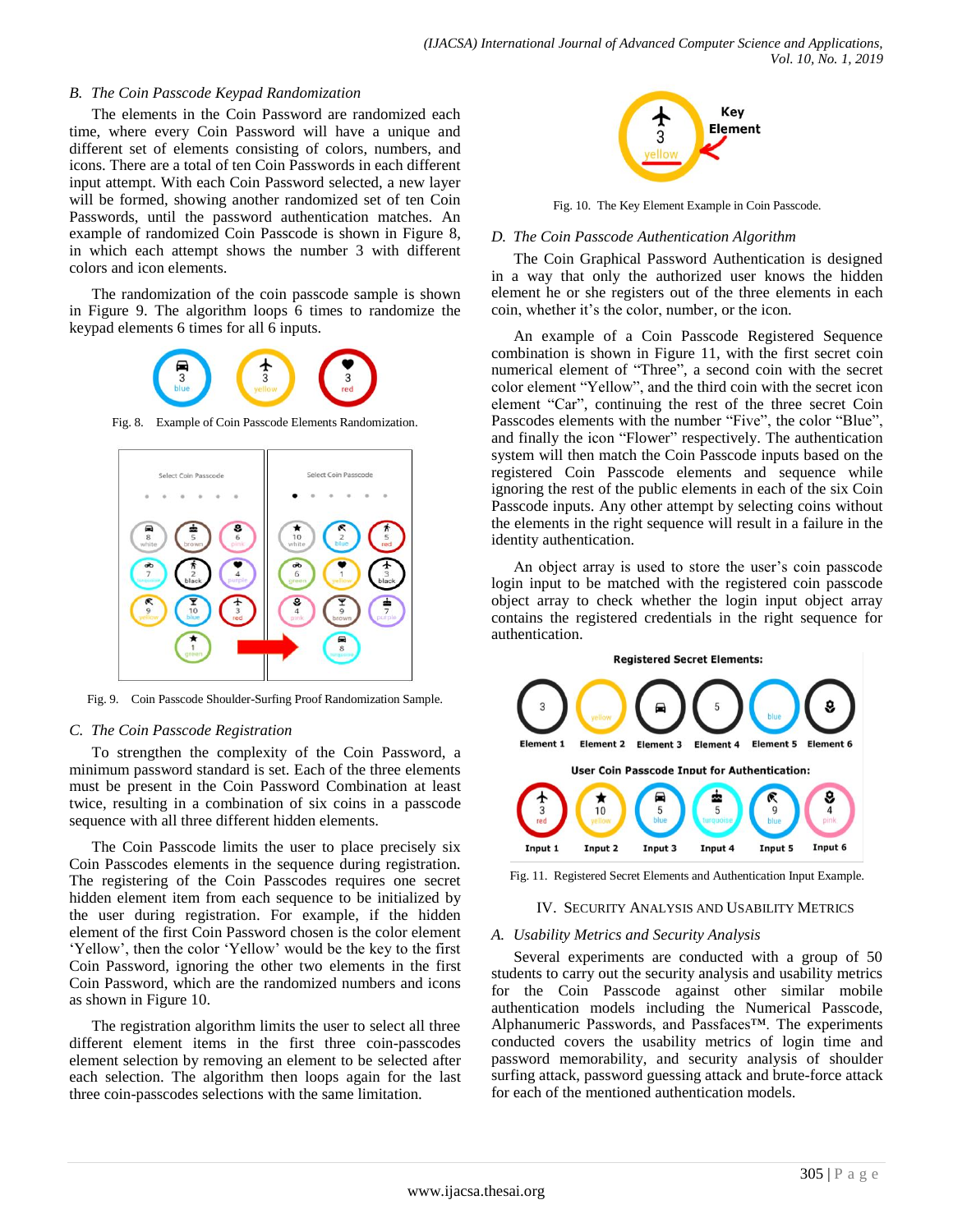### B. The Coin Passcode Keypad Randomization

The elements in the Coin Password are randomized each time, where every Coin Password will have a unique and different set of elements consisting of colors, numbers, and icons. There are a total of ten Coin Passwords in each different input attempt. With each Coin Password selected, a new layer will be formed, showing another randomized set of ten Coin Passwords, until the password authentication matches. An example of randomized Coin Passcode is shown in Figure 8, in which each attempt shows the number 3 with different colors and icon elements.

The randomization of the coin passcode sample is shown in Figure 9. The algorithm loops 6 times to randomize the keypad elements 6 times for all 6 inputs.

Fig. 8. Example of Coin Passcode Elements Randomization.

Fig. 9. Coin Passcode Shoulder-Surfing Proof Randomization Sample.

### C. The Coin Passcode Registration

To strengthen the complexity of the Coin Password, a minimum password standard is set. Each of the three elements must be present in the Coin Password Combination at least twice, resulting in a combination of six coins in a passcode sequence with all three different hidden elements.

The Coin Passcode limits the user to place precisely six Coin Passcodes elements in the sequence during registration. The registering of the Coin Passcodes requires one secret hidden element item from each sequence to be initialized by the user during registration. For example, if the hidden element of the first Coin Password chosen is the color element 'Yellow', then the color 'Yellow' would be the key to the first Coin Password, ignoring the other two elements in the first Coin Password, which are the randomized numbers and icons as shown in Figure 10.

The registration algorithm limits the user to select all three different element items in the first three coin-passcodes element selection by removing an element to be selected after each selection. The algorithm then loops again for the last three coin-passcodes selections with the same limitation.

Fig. 10. The Key Element Example in Coin Passcode.

### D. The Coin Passcode Authentication Algorithm

The Coin Graphical Password Authentication is designed in a way that only the authorized user knows the hidden element he or she registers out of the three elements in each coin, whether it's the color, number, or the icon.

An example of a Coin Passcode Registered Sequence combination is shown in Figure 11, with the first secret coin numerical element of "Three", a second coin with the secret color element "Yellow", and the third coin with the secret icon element "Car", continuing the rest of the three secret Coin Passcodes elements with the number "Five", the color "Blue", and finally the icon "Flower" respectively. The authentication system will then match the Coin Passcode inputs based on the registered Coin Passcode elements and sequence while ignoring the rest of the public elements in each of the six Coin Passcode inputs. Any other attempt by selecting coins without the elements in the right sequence will result in a failure in the identity authentication.

An object array is used to store the user's coin passcode login input to be matched with the registered coin passcode object array to check whether the login input object array contains the registered credentials in the right sequence for authentication.

Fig. 11. Registered Secret Elements and Authentication Input Example.

## IV. Security Analysis and Usability Metrics

### A. Usability Metrics and Security Analysis

Several experiments are conducted with a group of 50 students to carry out the security analysis and usability metrics for the Coin Passcode against other similar mobile authentication models including the Numerical Passcode, Alphanumeric Passwords, and Passfaces™. The experiments conducted covers the usability of login time and password memorability, and security analysis of shoulder surfing attack, password guessing attack and brute-force attack for each of the mentioned authentication models.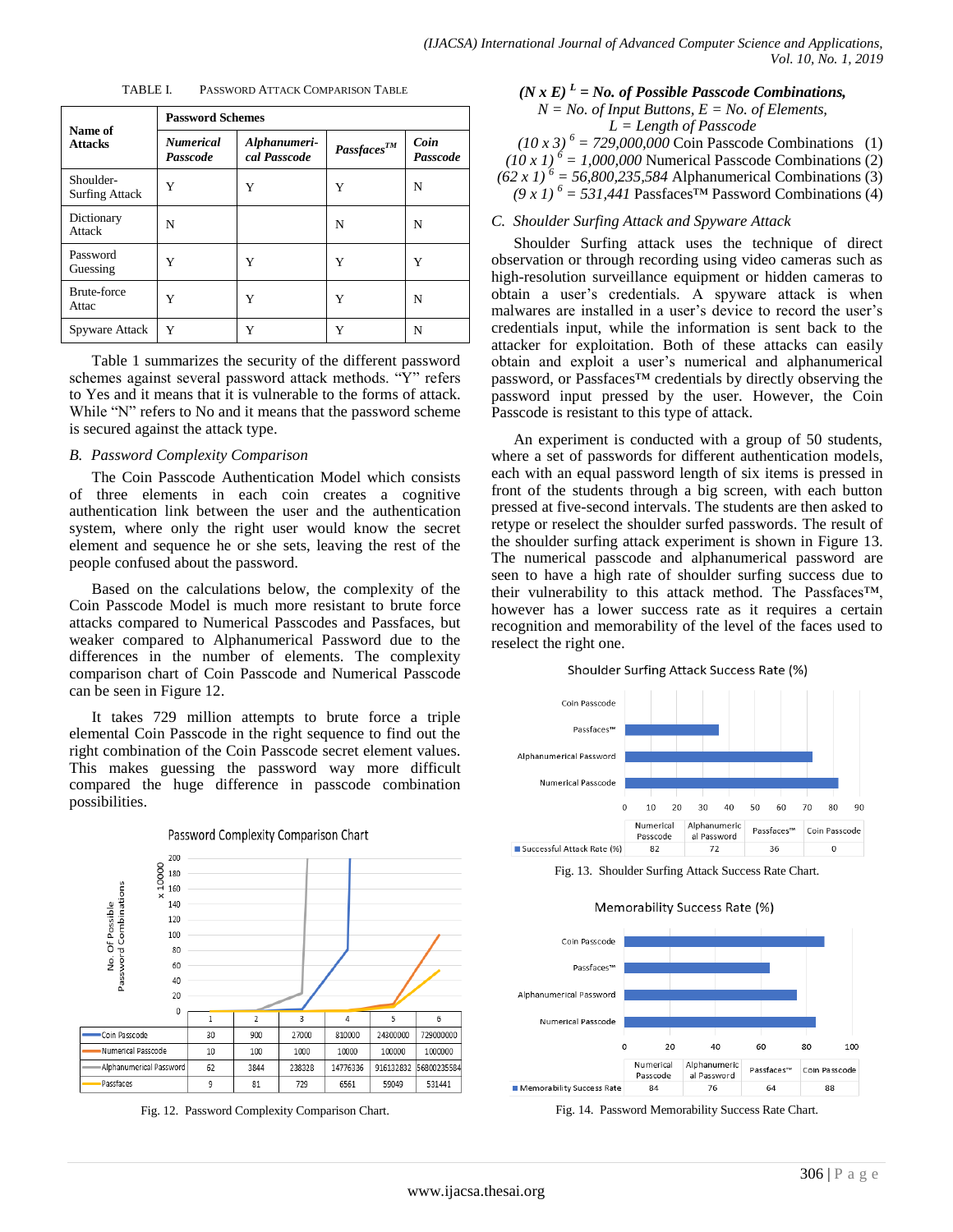TABLE I. PASSWORD ATTACK COMPARISON TABLE

| Name of Attacks | Password Schemes | | | |
|---|---|---|---|---|
| | *Numerical Passcode* | *Alphanumerical Passcode* | *Passfaces™* | *Coin Passcode* |
| Shoulder-Surfing Attack | Y | Y | Y | N |
| Dictionary Attack | N | | N | N |
| Password Guessing | Y | Y | Y | Y |
| Brute-force Attac | Y | Y | Y | N |
| Spyware Attack | Y | Y | Y | N |

Table 1 summarizes the security of the different password schemes against several password attack methods. "Y" refers to Yes and it means that it is vulnerable to the forms of attack. While "N" refers to No and it means that the password scheme is secured against the attack type.

### *B. Password Complexity Comparison*

The Coin Passcode Authentication Model which consists of three elements in each coin creates a cognitive authentication link between the user and the authentication system, where only the right user would know the secret element and sequence he or she sets, leaving the rest of the people confused about the password.

Based on the calculations below, the complexity of the Coin Passcode Model is much more resistant to brute force attacks compared to Numerical Passcodes and Passfaces, but weaker compared to Alphanumerical Password due to the differences in the number of elements. The complexity comparison chart of Coin Passcode and Numerical Passcode can be seen in Figure 12.

It takes 729 million attempts to brute force a triple elemental Coin Passcode in the right sequence to find out the right combination of the Coin Passcode secret element values. This makes guessing the password way more difficult compared the huge difference in passcode combination possibilities.

Password Complexity Comparison Chart

| | 1 | 2 | 3 | 4 | 5 | 6 |
|---|---|---|---|---|---|---|
| Coin Passcode | 30 | 900 | 27000 | 810000 | 24300000 | 729000000 |
| Numerical Passcode | 10 | 100 | 1000 | 10000 | 100000 | 1000000 |
| Alphanumerical Password | 62 | 3844 | 238328 | 14776336 | 916132832 | 56800235584 |
| Passfaces | 9 | 81 | 729 | 6561 | 59049 | 531441 |

Fig. 12. Password Complexity Comparison Chart.

$(N \times E)^{L}$ = ***No. of Possible Passcode Combinations,***

$N$ = *No. of Input Buttons,* $E$ = *No. of Elements,*

$L$ = *Length of Passcode*

$$(10 \times 3)^{6} = 729{,}000{,}000 \text{ Coin Passcode Combinations} \quad (1)$$

$$(10 \times 1)^{6} = 1{,}000{,}000 \text{ Numerical Passcode Combinations} \quad (2)$$

$$(62 \times 1)^{6} = 56{,}800{,}235{,}584 \text{ Alphanumerical Combinations} \quad (3)$$

$$(9 \times 1)^{6} = 531{,}441 \text{ Passfaces™ Password Combinations} \quad (4)$$

### *C. Shoulder Surfing Attack and Spyware Attack*

Shoulder Surfing attack uses the technique of direct observation or through recording using video cameras such as high-resolution surveillance equipment or hidden cameras to obtain a user's credentials. A spyware attack is when malwares are installed in a user's device to record the user's credentials input, while the information is sent back to the attacker for exploitation. Both of these attacks can easily obtain and exploit a user's numerical and alphanumerical password, or Passfaces™ credentials by directly observing the password input pressed by the user. However, the Coin Passcode is resistant to this type of attack.

An experiment is conducted with a group of 50 students, where a set of passwords for different authentication models, each with an equal password length of six items is pressed in front of the students through a big screen, with each button pressed at five-second intervals. The students are then asked to retype or reselect the shoulder surfed passwords. The result of the shoulder surfing attack experiment is shown in Figure 13. The numerical passcode and alphanumerical password are seen to have a high rate of shoulder surfing success due to their vulnerability to this attack method. The Passfaces™, however has a lower success rate as it requires a certain recognition and memorability of the level of the faces used to reselect the right one.

Shoulder Surfing Attack Success Rate (%)

| | Numerical Passcode | Alphanumerical Password | Passfaces™ | Coin Passcode |
|---|---|---|---|---|
| Successful Attack Rate (%) | 82 | 72 | 36 | 0 |

Fig. 13. Shoulder Surfing Attack Success Rate Chart.

Memorability Success Rate (%)

| | Numerical Passcode | Alphanumerical Password | Passfaces™ | Coin Passcode |
|---|---|---|---|---|
| Memorability Success Rate | 84 | 76 | 64 | 88 |

Fig. 14. Password Memorability Success Rate Chart.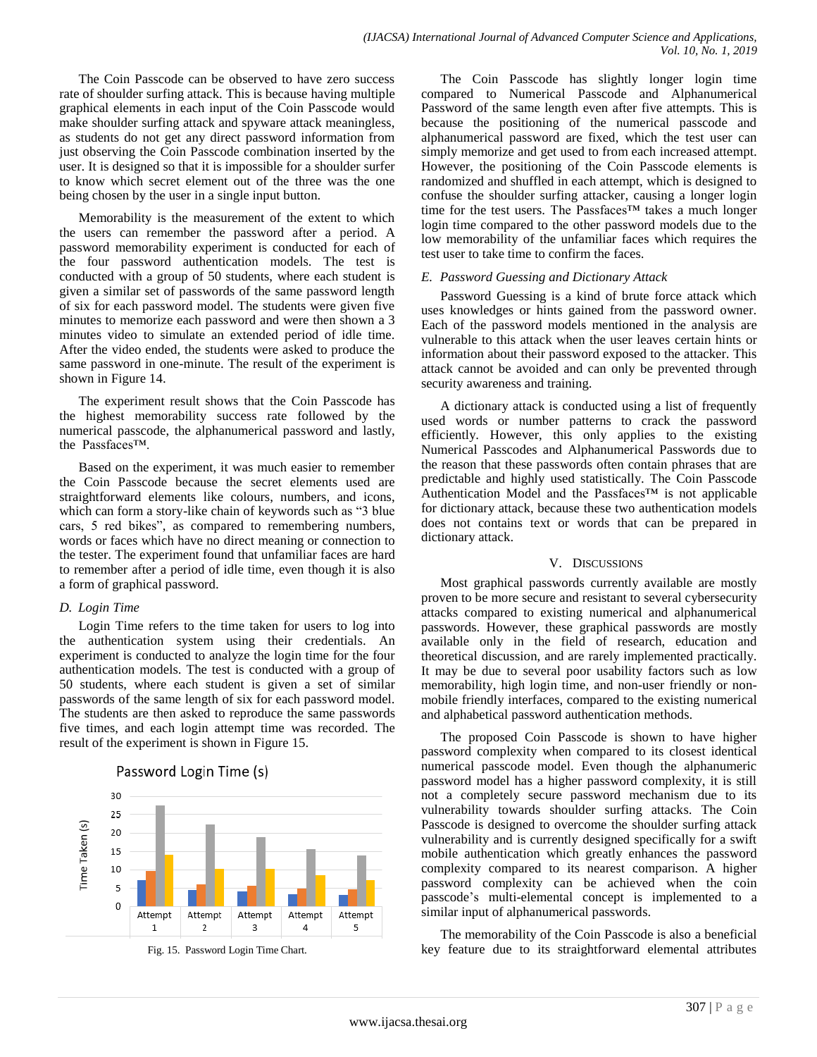The Coin Passcode can be observed to have zero success rate of shoulder surfing attack. This is because having multiple graphical elements in each input of the Coin Passcode would make shoulder surfing attack and spyware attack meaningless, as students do not get any direct password information from just observing the Coin Passcode combination inserted by the user. It is designed so that it is impossible for a shoulder surfer to know which secret element out of the three was the one being chosen by the user in a single input button.

Memorability is the measurement of the extent to which the users can remember the password after a period. A password memorability experiment is conducted for each of the four password authentication models. The test is conducted with a group of 50 students, where each student is given a similar set of passwords of the same password length of six for each password model. The students were given five minutes to memorize each password and were then shown a 3 minutes video to simulate an extended period of idle time. After the video ended, the students were asked to produce the same password in one-minute. The result of the experiment is shown in Figure 14.

The experiment result shows that the Coin Passcode has the highest memorability success rate followed by the numerical passcode, the alphanumerical password and lastly, the Passfaces™.

Based on the experiment, it was much easier to remember the Coin Passcode because the secret elements used are straightforward elements like colours, numbers, and icons, which can form a story-like chain of keywords such as "3 blue cars, 5 red bikes", as compared to remembering numbers, words or faces which have no direct meaning or connection to the tester. The experiment found that unfamiliar faces are hard to remember after a period of idle time, even though it is also a form of graphical password.

### D. Login Time

Login Time refers to the time taken for users to log into the authentication system using their credentials. An experiment is conducted to analyze the login time for the four authentication models. The test is conducted with a group of 50 students, where each student is given a set of similar passwords of the same length of six for each password model. The students are then asked to reproduce the same passwords five times, and each login attempt time was recorded. The result of the experiment is shown in Figure 15.

Password Login Time (s)

Time Taken (s)

30
25
20
15
10
5
0

Attempt 1
Attempt 2
Attempt 3
Attempt 4
Attempt 5

Fig. 15. Password Login Time Chart.

The Coin Passcode has slightly longer login time compared to Numerical Passcode and Alphanumerical Password of the same length even after five attempts. This is because the positioning of the numerical passcode and alphanumerical password are fixed, which the test user can simply memorize and get used to from each increased attempt. However, the positioning of the Coin Passcode elements is randomized and shuffled in each attempt, which is designed to confuse the shoulder surfing attacker, causing a longer login time for the test users. The Passfaces™ takes a much longer login time compared to the other password models due to the low memorability of the unfamiliar faces which requires the test user to take time to confirm the faces.

### E. Password Guessing and Dictionary Attack

Password Guessing is a kind of brute force attack which uses knowledges or hints gained from the password owner. Each of the password models mentioned in the analysis are vulnerable to this attack when the user leaves certain hints or information about their password exposed to the attacker. This attack cannot be avoided and can only be prevented through security awareness and training.

A dictionary attack is conducted using a list of frequently used words or number patterns to crack the password efficiently. However, this only applies to the existing Numerical Passcodes and Alphanumerical Passwords due to the reason that these passwords often contain phrases that are predictable and highly used statistically. The Coin Passcode Authentication Model and the Passfaces™ is not applicable for dictionary attack, because these two authentication models does not contains text or words that can be prepared in dictionary attack.

## V. Discussions

Most graphical passwords currently available are mostly proven to be more secure and resistant to several cybersecurity attacks compared to existing numerical and alphanumerical passwords. However, these graphical passwords are mostly available only in the field of research, education and theoretical discussion, and are rarely implemented practically. It may be due to several poor usability factors such as low memorability, high login time, and non-user friendly or non-mobile friendly interfaces, compared to the existing numerical and alphabetical password authentication methods.

The proposed Coin Passcode is shown to have higher password complexity when compared to its closest identical numerical passcode model. Even though the alphanumeric password model has a higher password complexity, it is still not a completely secure password mechanism due to its vulnerability towards shoulder surfing attacks. The Coin Passcode is designed to overcome the shoulder surfing attack vulnerability and is currently designed specifically for a swift mobile authentication which greatly enhances the password complexity compared to its nearest comparison. A higher password complexity can be achieved when the coin passcode's multi-elemental concept is implemented to a similar input of alphanumerical passwords.

The memorability of the Coin Passcode is also a beneficial key feature due to its straightforward elemental attributes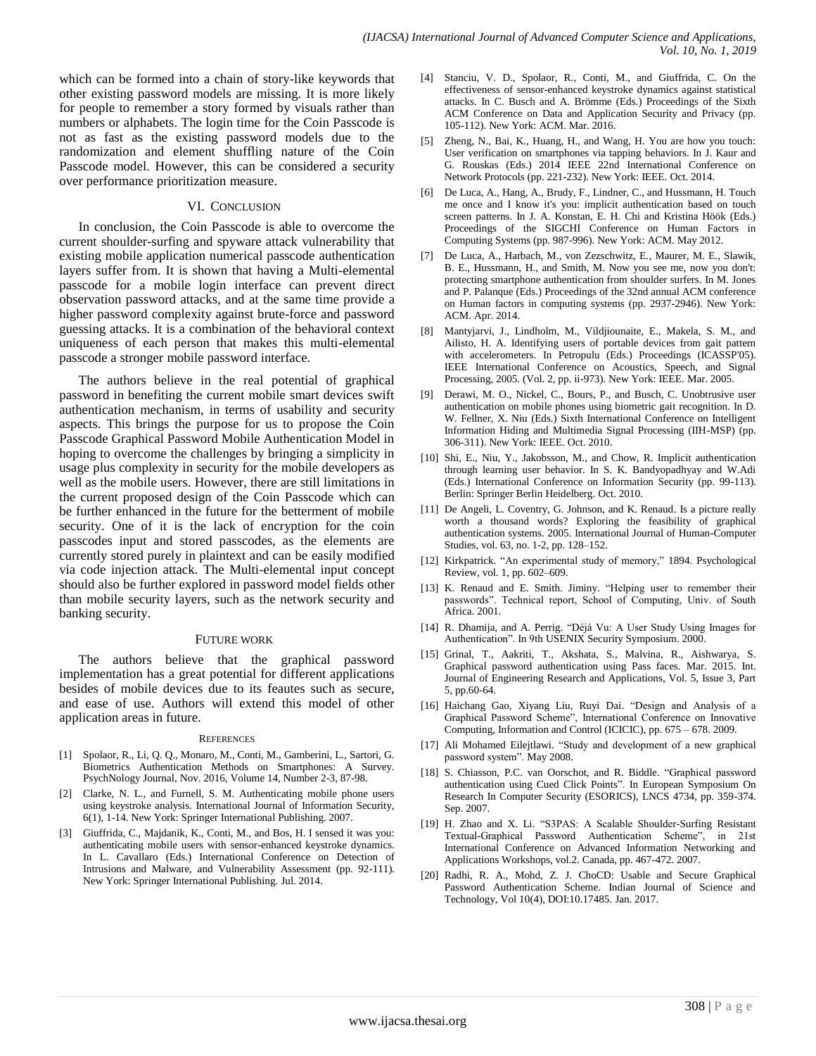which can be formed into a chain of story-like keywords that other existing password models are missing. It is more likely for people to remember a story formed by visuals rather than numbers or alphabets. The login time for the Coin Passcode is not as fast as the existing password models due to the randomization and element shuffling nature of the Coin Passcode model. However, this can be considered a security over performance prioritization measure.

## VI. Conclusion

In conclusion, the Coin Passcode is able to overcome the current shoulder-surfing and spyware attack vulnerability that existing mobile application numerical passcode authentication layers suffer from. It is shown that having a Multi-elemental passcode for a mobile login interface can prevent direct observation password attacks, and at the same time provide a higher password complexity against brute-force and password guessing attacks. It is a combination of the behavioral context uniqueness of each person that makes this multi-elemental passcode a stronger mobile password interface.

The authors believe in the real potential of graphical password in benefiting the current mobile smart devices swift authentication mechanism, in terms of usability and security aspects. This brings the purpose for us to propose the Coin Passcode Graphical Password Mobile Authentication Model in hoping to overcome the challenges by bringing a simplicity in usage plus complexity in security for the mobile developers as well as the mobile users. However, there are still limitations in the current proposed design of the Coin Passcode which can be further enhanced in the future for the betterment of mobile security. One of it is the lack of encryption for the coin passcodes input and stored passcodes, as the elements are currently stored purely in plaintext and can be easily modified via code injection attack. The Multi-elemental input concept should also be further explored in password model fields other than mobile security layers, such as the network security and banking security.

## Future Work

The authors believe that the graphical password implementation has a great potential for different applications besides of mobile devices due to its feautes such as secure, and ease of use. Authors will extend this model of other application areas in future.

## References

[1] Spolaor, R., Li, Q. Q., Monaro, M., Conti, M., Gamberini, L., Sartori, G. Biometrics Authentication Methods on Smartphones: A Survey. PsychNology Journal, Nov. 2016, Volume 14, Number 2-3, 87-98.

[2] Clarke, N. L., and Furnell, S. M. Authenticating mobile phone users using keystroke analysis. International Journal of Information Security, 6(1), 1-14. New York: Springer International Publishing. 2007.

[3] Giuffrida, C., Majdanik, K., Conti, M., and Bos, H. I sensed it was you: authenticating mobile users with sensor-enhanced keystroke dynamics. In L. Cavallaro (Eds.) International Conference on Detection of Intrusions and Malware, and Vulnerability Assessment (pp. 92-111). New York: Springer International Publishing. Jul. 2014.

[4] Stanciu, V. D., Spolaor, R., Conti, M., and Giuffrida, C. On the effectiveness of sensor-enhanced keystroke dynamics against statistical attacks. In C. Busch and A. Brömme (Eds.) Proceedings of the Sixth ACM Conference on Data and Application Security and Privacy (pp. 105-112). New York: ACM. Mar. 2016.

[5] Zheng, N., Bai, K., Huang, H., and Wang, H. You are how you touch: User verification on smartphones via tapping behaviors. In J. Kaur and G. Rouskas (Eds.) 2014 IEEE 22nd International Conference on Network Protocols (pp. 221-232). New York: IEEE. Oct. 2014.

[6] De Luca, A., Hang, A., Brudy, F., Lindner, C., and Hussmann, H. Touch me once and I know it's you: implicit authentication based on touch screen patterns. In J. A. Konstan, E. H. Chi and Kristina Höök (Eds.) Proceedings of the SIGCHI Conference on Human Factors in Computing Systems (pp. 987-996). New York: ACM. May 2012.

[7] De Luca, A., Harbach, M., von Zezschwitz, E., Maurer, M. E., Slawik, B. E., Hussmann, H., and Smith, M. Now you see me, now you don't: protecting smartphone authentication from shoulder surfers. In M. Jones and P. Palanque (Eds.) Proceedings of the 32nd annual ACM conference on Human factors in computing systems (pp. 2937-2946). New York: ACM. Apr. 2014.

[8] Mantyjarvi, J., Lindholm, M., Vildjiounaite, E., Makela, S. M., and Ailisto, H. A. Identifying users of portable devices from gait pattern with accelerometers. In Petropulu (Eds.) Proceedings (ICASSP'05). IEEE International Conference on Acoustics, Speech, and Signal Processing, 2005. (Vol. 2, pp. ii-973). New York: IEEE. Mar. 2005.

[9] Derawi, M. O., Nickel, C., Bours, P., and Busch, C. Unobtrusive user authentication on mobile phones using biometric gait recognition. In D. W. Fellner, X. Niu (Eds.) Sixth International Conference on Intelligent Information Hiding and Multimedia Signal Processing (IIH-MSP) (pp. 306-311). New York: IEEE. Oct. 2010.

[10] Shi, E., Niu, Y., Jakobsson, M., and Chow, R. Implicit authentication through learning user behavior. In S. K. Bandyopadhyay and W.Adi (Eds.) International Conference on Information Security (pp. 99-113). Berlin: Springer Berlin Heidelberg. Oct. 2010.

[11] De Angeli, L. Coventry, G. Johnson, and K. Renaud. Is a picture really worth a thousand words? Exploring the feasibility of graphical authentication systems. 2005. International Journal of Human-Computer Studies, vol. 63, no. 1-2, pp. 128–152.

[12] Kirkpatrick. "An experimental study of memory," 1894. Psychological Review, vol. 1, pp. 602–609.

[13] K. Renaud and E. Smith. Jiminy. "Helping user to remember their passwords". Technical report, School of Computing, Univ. of South Africa. 2001.

[14] R. Dhamija, and A. Perrig. "Déjà Vu: A User Study Using Images for Authentication". In 9th USENIX Security Symposium. 2000.

[15] Grinal, T., Aakriti, T., Akshata, S., Malvina, R., Aishwarya, S. Graphical password authentication using Pass faces. Mar. 2015. Int. Journal of Engineering Research and Applications, Vol. 5, Issue 3, Part 5, pp.60-64.

[16] Haichang Gao, Xiyang Liu, Ruyi Dai. "Design and Analysis of a Graphical Password Scheme", International Conference on Innovative Computing, Information and Control (ICICIC), pp. 675 – 678. 2009.

[17] Ali Mohamed Eilejtlawi. "Study and development of a new graphical password system". May 2008.

[18] S. Chiasson, P.C. van Oorschot, and R. Biddle. "Graphical password authentication using Cued Click Points". In European Symposium On Research In Computer Security (ESORICS), LNCS 4734, pp. 359-374. Sep. 2007.

[19] H. Zhao and X. Li. "S3PAS: A Scalable Shoulder-Surfing Resistant Textual-Graphical Password Authentication Scheme", in 21st International Conference on Advanced Information Networking and Applications Workshops, vol.2. Canada, pp. 467-472. 2007.

[20] Radhi, R. A., Mohd, Z. J. ChoCD: Usable and Secure Graphical Password Authentication Scheme. Indian Journal of Science and Technology, Vol 10(4), DOI:10.17485. Jan. 2017.